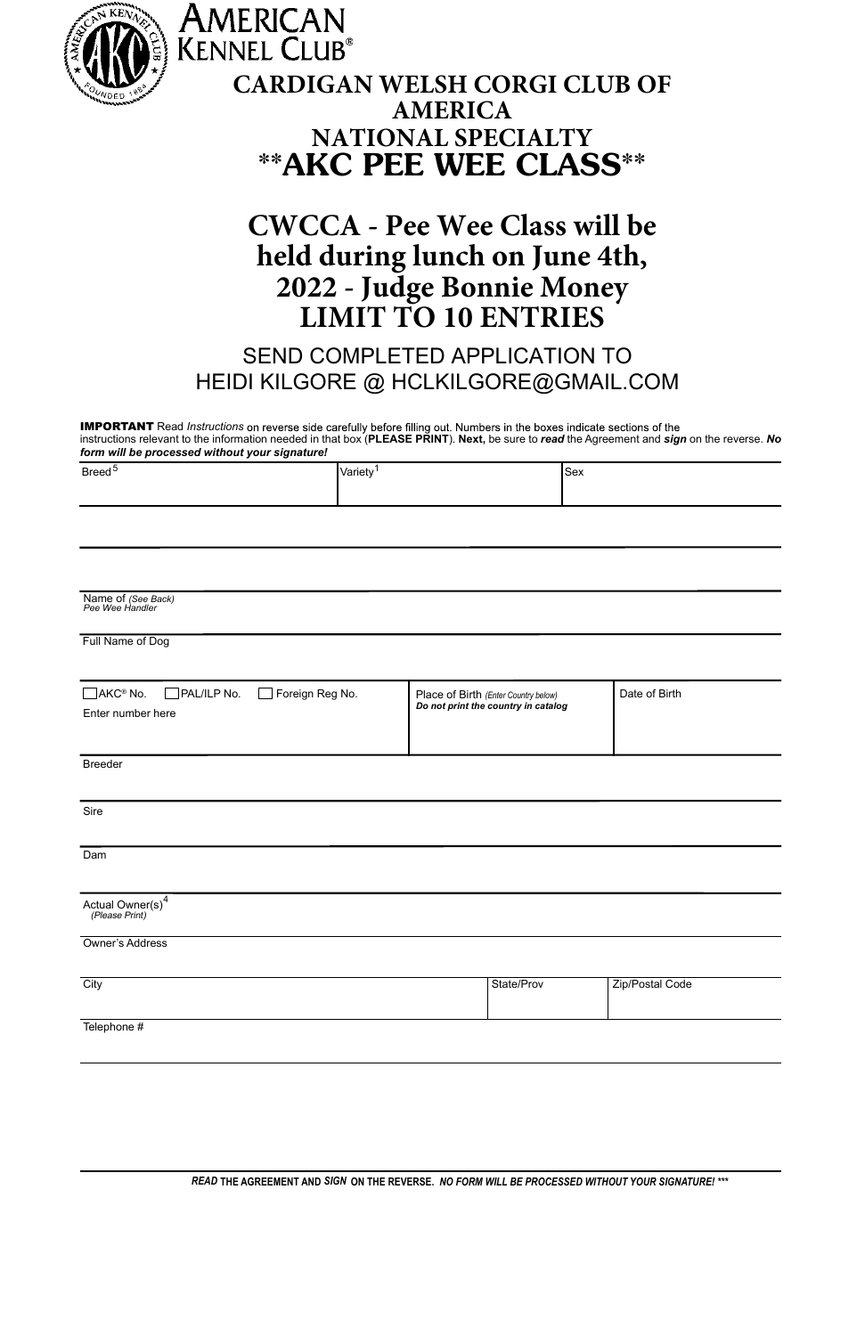AMERICAN KENNEL CLUB®

# CARDIGAN WELSH CORGI CLUB OF AMERICA NATIONAL SPECIALTY

# **AKC PEE WEE CLASS**

## CWCCA - Pee Wee Class will be held during lunch on June 4th, 2022 - Judge Bonnie Money LIMIT TO 10 ENTRIES

SEND COMPLETED APPLICATION TO
HEIDI KILGORE @ HCLKILGORE@GMAIL.COM

**IMPORTANT** Read *Instructions* on reverse side carefully before filling out. Numbers in the boxes indicate sections of the instructions relevant to the information needed in that box (**PLEASE PRINT**). **Next,** be sure to ***read*** the Agreement and ***sign*** on the reverse. ***No form will be processed without your signature!***

| Breed[5] | Variety[1] | Sex |
|---|---|---|
| | | |

Name of *(See Back)* *Pee Wee Handler*

Full Name of Dog

| ☐ AKC® No. ☐ PAL/ILP No. ☐ Foreign Reg No. Enter number here | Place of Birth *(Enter Country below)* ***Do not print the country in catalog*** | Date of Birth |
|---|---|---|
| | | |

Breeder

Sire

Dam

Actual Owner(s)[4] *(Please Print)*

Owner's Address

| City | State/Prov | Zip/Postal Code |
|---|---|---|
| | | |

Telephone #

***READ*** **THE AGREEMENT AND** ***SIGN*** **ON THE REVERSE.** ***NO FORM WILL BE PROCESSED WITHOUT YOUR SIGNATURE!*** **\*\*\***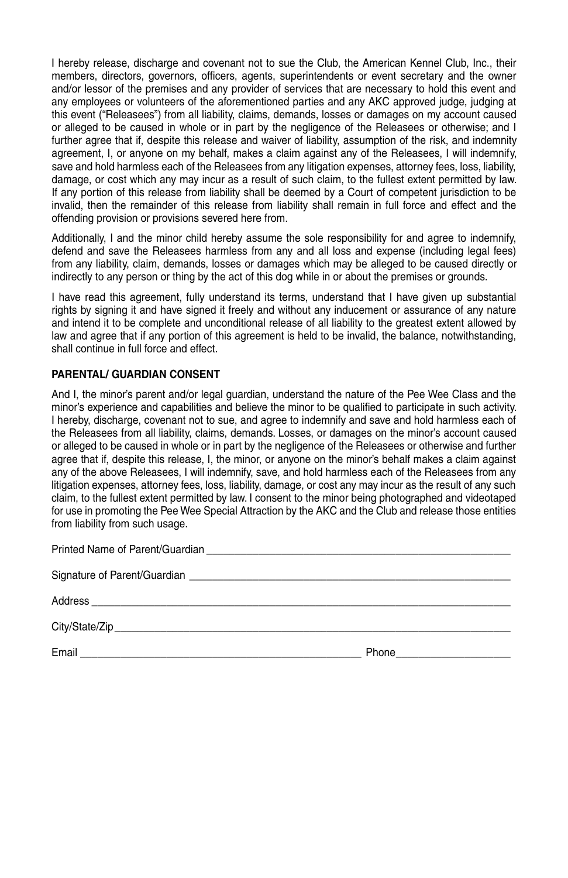I hereby release, discharge and covenant not to sue the Club, the American Kennel Club, Inc., their members, directors, governors, officers, agents, superintendents or event secretary and the owner and/or lessor of the premises and any provider of services that are necessary to hold this event and any employees or volunteers of the aforementioned parties and any AKC approved judge, judging at this event ("Releasees") from all liability, claims, demands, losses or damages on my account caused or alleged to be caused in whole or in part by the negligence of the Releasees or otherwise; and I further agree that if, despite this release and waiver of liability, assumption of the risk, and indemnity agreement, I, or anyone on my behalf, makes a claim against any of the Releasees, I will indemnify, save and hold harmless each of the Releasees from any litigation expenses, attorney fees, loss, liability, damage, or cost which any may incur as a result of such claim, to the fullest extent permitted by law. If any portion of this release from liability shall be deemed by a Court of competent jurisdiction to be invalid, then the remainder of this release from liability shall remain in full force and effect and the offending provision or provisions severed here from.

Additionally, I and the minor child hereby assume the sole responsibility for and agree to indemnify, defend and save the Releasees harmless from any and all loss and expense (including legal fees) from any liability, claim, demands, losses or damages which may be alleged to be caused directly or indirectly to any person or thing by the act of this dog while in or about the premises or grounds.

I have read this agreement, fully understand its terms, understand that I have given up substantial rights by signing it and have signed it freely and without any inducement or assurance of any nature and intend it to be complete and unconditional release of all liability to the greatest extent allowed by law and agree that if any portion of this agreement is held to be invalid, the balance, notwithstanding, shall continue in full force and effect.

**PARENTAL/ GUARDIAN CONSENT**

And I, the minor's parent and/or legal guardian, understand the nature of the Pee Wee Class and the minor's experience and capabilities and believe the minor to be qualified to participate in such activity. I hereby, discharge, covenant not to sue, and agree to indemnify and save and hold harmless each of the Releasees from all liability, claims, demands. Losses, or damages on the minor's account caused or alleged to be caused in whole or in part by the negligence of the Releasees or otherwise and further agree that if, despite this release, I, the minor, or anyone on the minor's behalf makes a claim against any of the above Releasees, I will indemnify, save, and hold harmless each of the Releasees from any litigation expenses, attorney fees, loss, liability, damage, or cost any may incur as the result of any such claim, to the fullest extent permitted by law. I consent to the minor being photographed and videotaped for use in promoting the Pee Wee Special Attraction by the AKC and the Club and release those entities from liability from such usage.

Printed Name of Parent/Guardian ________________________________________________

Signature of Parent/Guardian ________________________________________________

Address ________________________________________________________________

City/State/Zip_____________________________________________________________

Email ____________________________________________ Phone____________________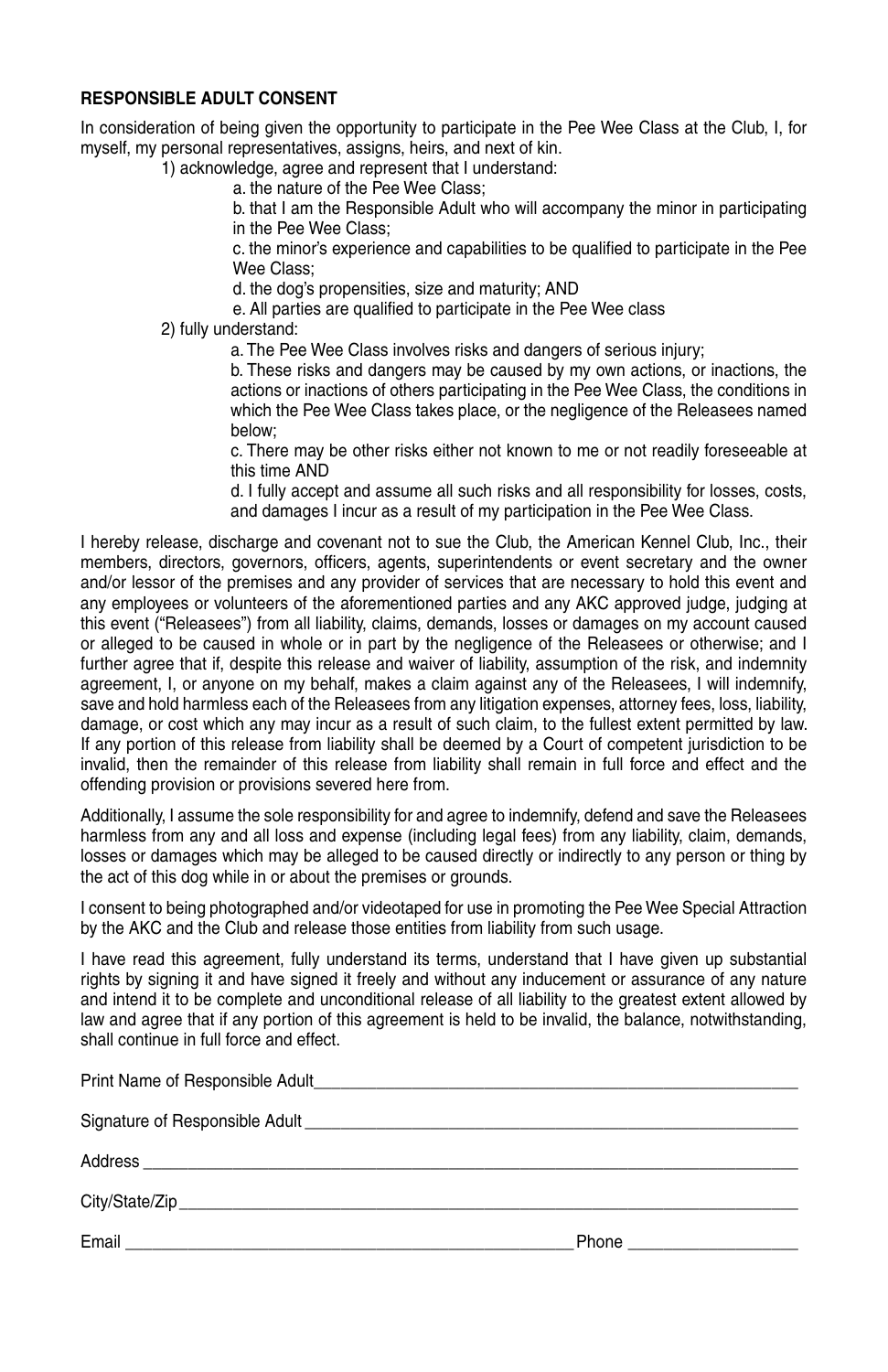**RESPONSIBLE ADULT CONSENT**

In consideration of being given the opportunity to participate in the Pee Wee Class at the Club, I, for myself, my personal representatives, assigns, heirs, and next of kin.

1) acknowledge, agree and represent that I understand:
   - a. the nature of the Pee Wee Class;
   - b. that I am the Responsible Adult who will accompany the minor in participating in the Pee Wee Class;
   - c. the minor's experience and capabilities to be qualified to participate in the Pee Wee Class;
   - d. the dog's propensities, size and maturity; AND
   - e. All parties are qualified to participate in the Pee Wee class

2) fully understand:
   - a. The Pee Wee Class involves risks and dangers of serious injury;
   - b. These risks and dangers may be caused by my own actions, or inactions, the actions or inactions of others participating in the Pee Wee Class, the conditions in which the Pee Wee Class takes place, or the negligence of the Releasees named below;
   - c. There may be other risks either not known to me or not readily foreseeable at this time AND
   - d. I fully accept and assume all such risks and all responsibility for losses, costs, and damages I incur as a result of my participation in the Pee Wee Class.

I hereby release, discharge and covenant not to sue the Club, the American Kennel Club, Inc., their members, directors, governors, officers, agents, superintendents or event secretary and the owner and/or lessor of the premises and any provider of services that are necessary to hold this event and any employees or volunteers of the aforementioned parties and any AKC approved judge, judging at this event ("Releasees") from all liability, claims, demands, losses or damages on my account caused or alleged to be caused in whole or in part by the negligence of the Releasees or otherwise; and I further agree that if, despite this release and waiver of liability, assumption of the risk, and indemnity agreement, I, or anyone on my behalf, makes a claim against any of the Releasees, I will indemnify, save and hold harmless each of the Releasees from any litigation expenses, attorney fees, loss, liability, damage, or cost which any may incur as a result of such claim, to the fullest extent permitted by law. If any portion of this release from liability shall be deemed by a Court of competent jurisdiction to be invalid, then the remainder of this release from liability shall remain in full force and effect and the offending provision or provisions severed here from.

Additionally, I assume the sole responsibility for and agree to indemnify, defend and save the Releasees harmless from any and all loss and expense (including legal fees) from any liability, claim, demands, losses or damages which may be alleged to be caused directly or indirectly to any person or thing by the act of this dog while in or about the premises or grounds.

I consent to being photographed and/or videotaped for use in promoting the Pee Wee Special Attraction by the AKC and the Club and release those entities from liability from such usage.

I have read this agreement, fully understand its terms, understand that I have given up substantial rights by signing it and have signed it freely and without any inducement or assurance of any nature and intend it to be complete and unconditional release of all liability to the greatest extent allowed by law and agree that if any portion of this agreement is held to be invalid, the balance, notwithstanding, shall continue in full force and effect.

Print Name of Responsible Adult ____________________________________________

Signature of Responsible Adult ____________________________________________

Address ____________________________________________

City/State/Zip ____________________________________________

Email ______________________________ Phone ____________________